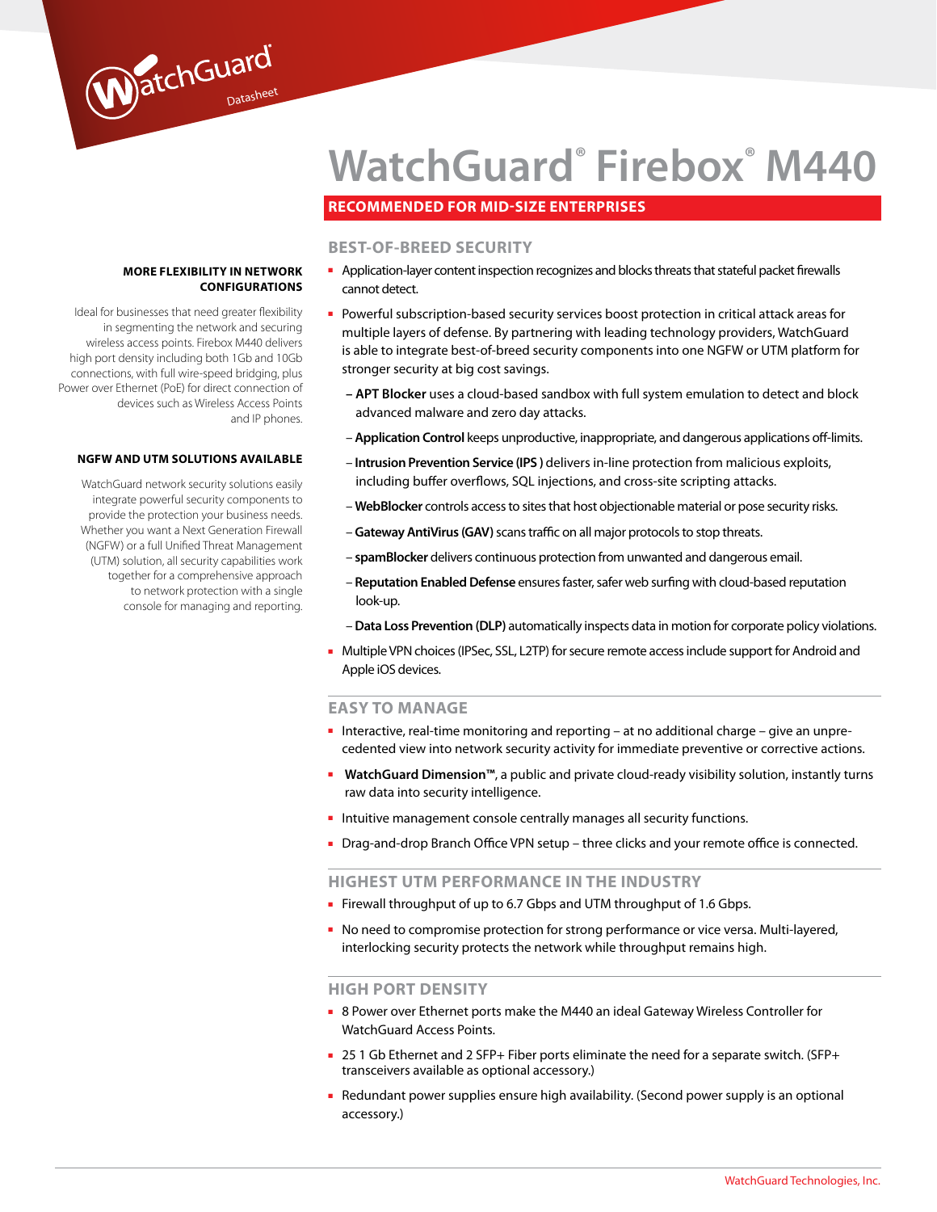WatchGuard Datasheet

# WatchGuard® Firebox® M440

## RECOMMENDED FOR MID-SIZE ENTERPRISES

### MORE FLEXIBILITY IN NETWORK CONFIGURATIONS

Ideal for businesses that need greater flexibility in segmenting the network and securing wireless access points. Firebox M440 delivers high port density including both 1Gb and 10Gb connections, with full wire-speed bridging, plus Power over Ethernet (PoE) for direct connection of devices such as Wireless Access Points and IP phones.

### NGFW AND UTM SOLUTIONS AVAILABLE

WatchGuard network security solutions easily integrate powerful security components to provide the protection your business needs. Whether you want a Next Generation Firewall (NGFW) or a full Unified Threat Management (UTM) solution, all security capabilities work together for a comprehensive approach to network protection with a single console for managing and reporting.

### BEST-OF-BREED SECURITY

- Application-layer content inspection recognizes and blocks threats that stateful packet firewalls cannot detect.
- Powerful subscription-based security services boost protection in critical attack areas for multiple layers of defense. By partnering with leading technology providers, WatchGuard is able to integrate best-of-breed security components into one NGFW or UTM platform for stronger security at big cost savings.
  - **APT Blocker** uses a cloud-based sandbox with full system emulation to detect and block advanced malware and zero day attacks.
  - **Application Control** keeps unproductive, inappropriate, and dangerous applications off-limits.
  - **Intrusion Prevention Service (IPS )** delivers in-line protection from malicious exploits, including buffer overflows, SQL injections, and cross-site scripting attacks.
  - **WebBlocker** controls access to sites that host objectionable material or pose security risks.
  - **Gateway AntiVirus (GAV)** scans traffic on all major protocols to stop threats.
  - **spamBlocker** delivers continuous protection from unwanted and dangerous email.
  - **Reputation Enabled Defense** ensures faster, safer web surfing with cloud-based reputation look-up.
  - **Data Loss Prevention (DLP)** automatically inspects data in motion for corporate policy violations.
- Multiple VPN choices (IPSec, SSL, L2TP) for secure remote access include support for Android and Apple iOS devices.

### EASY TO MANAGE

- Interactive, real-time monitoring and reporting – at no additional charge – give an unprecedented view into network security activity for immediate preventive or corrective actions.
- **WatchGuard Dimension™**, a public and private cloud-ready visibility solution, instantly turns raw data into security intelligence.
- Intuitive management console centrally manages all security functions.
- Drag-and-drop Branch Office VPN setup – three clicks and your remote office is connected.

### HIGHEST UTM PERFORMANCE IN THE INDUSTRY

- Firewall throughput of up to 6.7 Gbps and UTM throughput of 1.6 Gbps.
- No need to compromise protection for strong performance or vice versa. Multi-layered, interlocking security protects the network while throughput remains high.

### HIGH PORT DENSITY

- 8 Power over Ethernet ports make the M440 an ideal Gateway Wireless Controller for WatchGuard Access Points.
- 25 1 Gb Ethernet and 2 SFP+ Fiber ports eliminate the need for a separate switch. (SFP+ transceivers available as optional accessory.)
- Redundant power supplies ensure high availability. (Second power supply is an optional accessory.)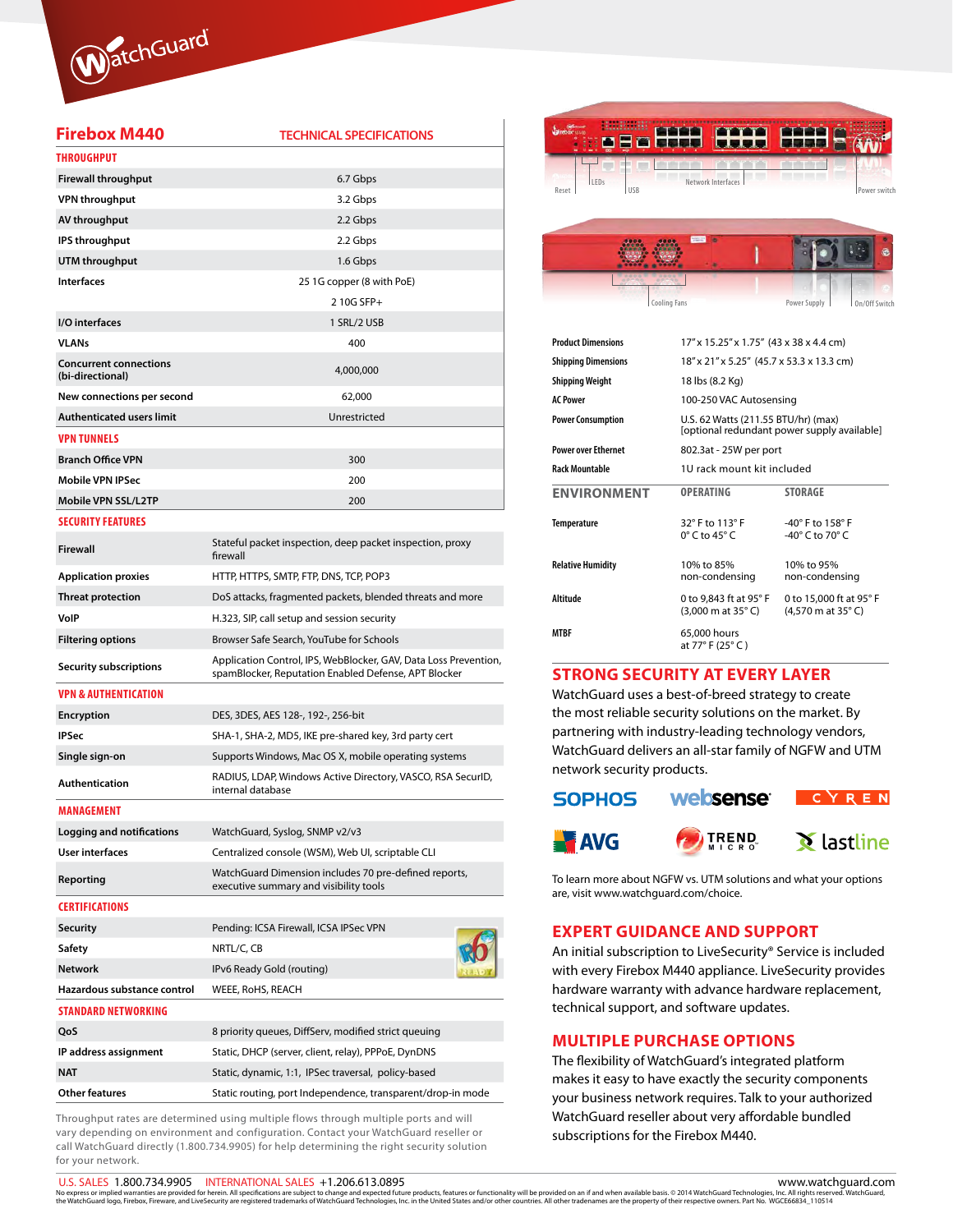# Firebox M440

## TECHNICAL SPECIFICATIONS

| THROUGHPUT | |
|---|---|
| Firewall throughput | 6.7 Gbps |
| VPN throughput | 3.2 Gbps |
| AV throughput | 2.2 Gbps |
| IPS throughput | 2.2 Gbps |
| UTM throughput | 1.6 Gbps |
| Interfaces | 25 1G copper (8 with PoE) |
| | 2 10G SFP+ |
| I/O interfaces | 1 SRL/2 USB |
| VLANs | 400 |
| Concurrent connections (bi-directional) | 4,000,000 |
| New connections per second | 62,000 |
| Authenticated users limit | Unrestricted |
| **VPN TUNNELS** | |
| Branch Office VPN | 300 |
| Mobile VPN IPSec | 200 |
| Mobile VPN SSL/L2TP | 200 |

| SECURITY FEATURES | |
|---|---|
| Firewall | Stateful packet inspection, deep packet inspection, proxy firewall |
| Application proxies | HTTP, HTTPS, SMTP, FTP, DNS, TCP, POP3 |
| Threat protection | DoS attacks, fragmented packets, blended threats and more |
| VoIP | H.323, SIP, call setup and session security |
| Filtering options | Browser Safe Search, YouTube for Schools |
| Security subscriptions | Application Control, IPS, WebBlocker, GAV, Data Loss Prevention, spamBlocker, Reputation Enabled Defense, APT Blocker |
| **VPN & AUTHENTICATION** | |
| Encryption | DES, 3DES, AES 128-, 192-, 256-bit |
| IPSec | SHA-1, SHA-2, MD5, IKE pre-shared key, 3rd party cert |
| Single sign-on | Supports Windows, Mac OS X, mobile operating systems |
| Authentication | RADIUS, LDAP, Windows Active Directory, VASCO, RSA SecurID, internal database |
| **MANAGEMENT** | |
| Logging and notifications | WatchGuard, Syslog, SNMP v2/v3 |
| User interfaces | Centralized console (WSM), Web UI, scriptable CLI |
| Reporting | WatchGuard Dimension includes 70 pre-defined reports, executive summary and visibility tools |
| **CERTIFICATIONS** | |
| Security | Pending: ICSA Firewall, ICSA IPSec VPN |
| Safety | NRTL/C, CB |
| Network | IPv6 Ready Gold (routing) |
| Hazardous substance control | WEEE, RoHS, REACH |
| **STANDARD NETWORKING** | |
| QoS | 8 priority queues, DiffServ, modified strict queuing |
| IP address assignment | Static, DHCP (server, client, relay), PPPoE, DynDNS |
| NAT | Static, dynamic, 1:1, IPSec traversal, policy-based |
| Other features | Static routing, port Independence, transparent/drop-in mode |

Throughput rates are determined using multiple flows through multiple ports and will vary depending on environment and configuration. Contact your WatchGuard reseller or call WatchGuard directly (1.800.734.9905) for help determining the right security solution for your network.

Reset | LEDs | USB | Network Interfaces | Power switch

Cooling Fans | Power Supply | On/Off Switch

| | |
|---|---|
| Product Dimensions | 17" x 15.25" x 1.75" (43 x 38 x 4.4 cm) |
| Shipping Dimensions | 18" x 21" x 5.25" (45.7 x 53.3 x 13.3 cm) |
| Shipping Weight | 18 lbs (8.2 Kg) |
| AC Power | 100-250 VAC Autosensing |
| Power Consumption | U.S. 62 Watts (211.55 BTU/hr) (max) [optional redundant power supply available] |
| Power over Ethernet | 802.3at - 25W per port |
| Rack Mountable | 1U rack mount kit included |

| ENVIRONMENT | OPERATING | STORAGE |
|---|---|---|
| Temperature | 32° F to 113° F<br>0° C to 45° C | -40° F to 158° F<br>-40° C to 70° C |
| Relative Humidity | 10% to 85%<br>non-condensing | 10% to 95%<br>non-condensing |
| Altitude | 0 to 9,843 ft at 95° F<br>(3,000 m at 35° C) | 0 to 15,000 ft at 95° F<br>(4,570 m at 35° C) |
| MTBF | 65,000 hours<br>at 77° F (25° C) | |

## STRONG SECURITY AT EVERY LAYER

WatchGuard uses a best-of-breed strategy to create the most reliable security solutions on the market. By partnering with industry-leading technology vendors, WatchGuard delivers an all-star family of NGFW and UTM network security products.

SOPHOS websense CYREN AVG TREND MICRO lastline

To learn more about NGFW vs. UTM solutions and what your options are, visit www.watchguard.com/choice.

## EXPERT GUIDANCE AND SUPPORT

An initial subscription to LiveSecurity® Service is included with every Firebox M440 appliance. LiveSecurity provides hardware warranty with advance hardware replacement, technical support, and software updates.

## MULTIPLE PURCHASE OPTIONS

The flexibility of WatchGuard's integrated platform makes it easy to have exactly the security components your business network requires. Talk to your authorized WatchGuard reseller about very affordable bundled subscriptions for the Firebox M440.

U.S. SALES 1.800.734.9905 INTERNATIONAL SALES +1.206.613.0895 www.watchguard.com

No express or implied warranties are provided for herein. All specifications are subject to change and expected future products, features or functionality will be provided on an if and when available basis. © 2014 WatchGuard Technologies, Inc. All rights reserved. WatchGuard, the WatchGuard logo, Firebox, Fireware, and LiveSecurity are registered trademarks of WatchGuard Technologies, Inc. in the United States and/or other countries. All other tradenames are the property of their respective owners. Part No. WGCE66834_110514